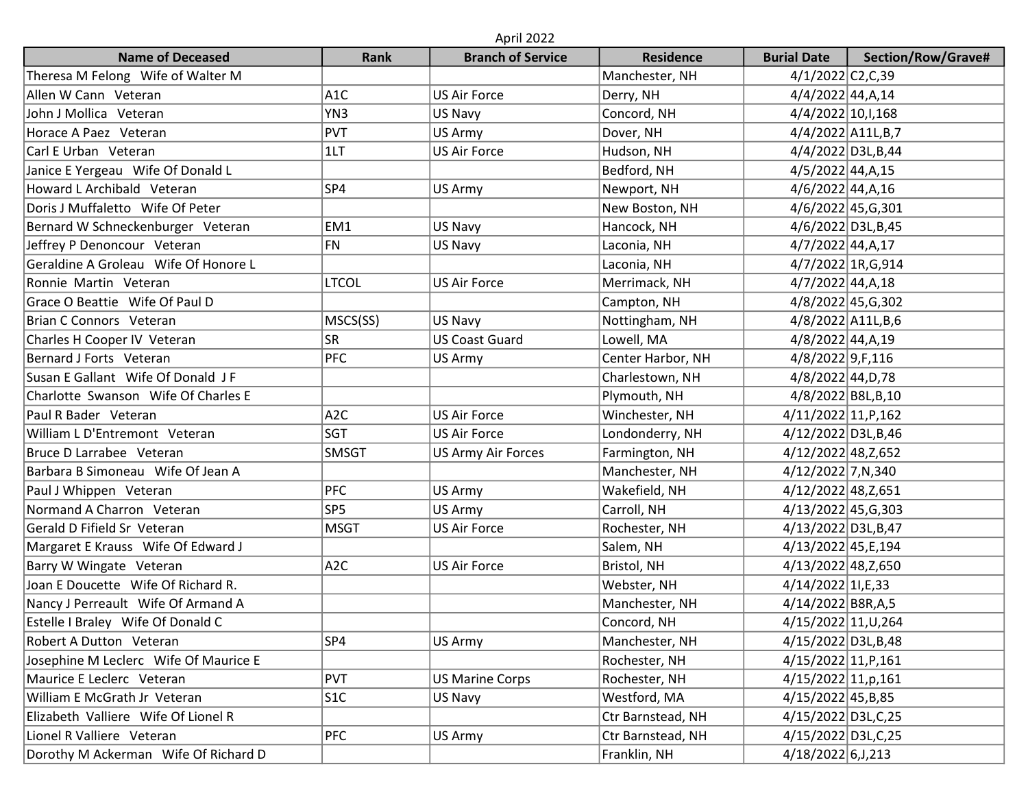April 2022

| Name of Deceased | Rank | Branch of Service | Residence | Burial Date | Section/Row/Grave# |
|---|---|---|---|---|---|
| Theresa M Felong   Wife of Walter M | | | Manchester, NH | 4/1/2022 | C2,C,39 |
| Allen W Cann   Veteran | A1C | US Air Force | Derry, NH | 4/4/2022 | 44,A,14 |
| John J Mollica   Veteran | YN3 | US Navy | Concord, NH | 4/4/2022 | 10,I,168 |
| Horace A Paez   Veteran | PVT | US Army | Dover, NH | 4/4/2022 | A11L,B,7 |
| Carl E Urban   Veteran | 1LT | US Air Force | Hudson, NH | 4/4/2022 | D3L,B,44 |
| Janice E Yergeau   Wife Of Donald L | | | Bedford, NH | 4/5/2022 | 44,A,15 |
| Howard L Archibald   Veteran | SP4 | US Army | Newport, NH | 4/6/2022 | 44,A,16 |
| Doris J Muffaletto   Wife Of Peter | | | New Boston, NH | 4/6/2022 | 45,G,301 |
| Bernard W Schneckenburger   Veteran | EM1 | US Navy | Hancock, NH | 4/6/2022 | D3L,B,45 |
| Jeffrey P Denoncour   Veteran | FN | US Navy | Laconia, NH | 4/7/2022 | 44,A,17 |
| Geraldine A Groleau   Wife Of Honore L | | | Laconia, NH | 4/7/2022 | 1R,G,914 |
| Ronnie  Martin   Veteran | LTCOL | US Air Force | Merrimack, NH | 4/7/2022 | 44,A,18 |
| Grace O Beattie   Wife Of Paul D | | | Campton, NH | 4/8/2022 | 45,G,302 |
| Brian C Connors   Veteran | MSCS(SS) | US Navy | Nottingham, NH | 4/8/2022 | A11L,B,6 |
| Charles H Cooper IV  Veteran | SR | US Coast Guard | Lowell, MA | 4/8/2022 | 44,A,19 |
| Bernard J Forts   Veteran | PFC | US Army | Center Harbor, NH | 4/8/2022 | 9,F,116 |
| Susan E Gallant   Wife Of Donald  J F | | | Charlestown, NH | 4/8/2022 | 44,D,78 |
| Charlotte  Swanson   Wife Of Charles E | | | Plymouth, NH | 4/8/2022 | B8L,B,10 |
| Paul R Bader   Veteran | A2C | US Air Force | Winchester, NH | 4/11/2022 | 11,P,162 |
| William L D'Entremont   Veteran | SGT | US Air Force | Londonderry, NH | 4/12/2022 | D3L,B,46 |
| Bruce D Larrabee   Veteran | SMSGT | US Army Air Forces | Farmington, NH | 4/12/2022 | 48,Z,652 |
| Barbara B Simoneau   Wife Of Jean A | | | Manchester, NH | 4/12/2022 | 7,N,340 |
| Paul J Whippen   Veteran | PFC | US Army | Wakefield, NH | 4/12/2022 | 48,Z,651 |
| Normand A Charron   Veteran | SP5 | US Army | Carroll, NH | 4/13/2022 | 45,G,303 |
| Gerald D Fifield Sr  Veteran | MSGT | US Air Force | Rochester, NH | 4/13/2022 | D3L,B,47 |
| Margaret E Krauss   Wife Of Edward J | | | Salem, NH | 4/13/2022 | 45,E,194 |
| Barry W Wingate   Veteran | A2C | US Air Force | Bristol, NH | 4/13/2022 | 48,Z,650 |
| Joan E Doucette   Wife Of Richard R. | | | Webster, NH | 4/14/2022 | 1I,E,33 |
| Nancy J Perreault   Wife Of Armand A | | | Manchester, NH | 4/14/2022 | B8R,A,5 |
| Estelle I Braley   Wife Of Donald C | | | Concord, NH | 4/15/2022 | 11,U,264 |
| Robert A Dutton   Veteran | SP4 | US Army | Manchester, NH | 4/15/2022 | D3L,B,48 |
| Josephine M Leclerc   Wife Of Maurice E | | | Rochester, NH | 4/15/2022 | 11,P,161 |
| Maurice E Leclerc   Veteran | PVT | US Marine Corps | Rochester, NH | 4/15/2022 | 11,p,161 |
| William E McGrath Jr  Veteran | S1C | US Navy | Westford, MA | 4/15/2022 | 45,B,85 |
| Elizabeth  Valliere   Wife Of Lionel R | | | Ctr Barnstead, NH | 4/15/2022 | D3L,C,25 |
| Lionel R Valliere   Veteran | PFC | US Army | Ctr Barnstead, NH | 4/15/2022 | D3L,C,25 |
| Dorothy M Ackerman   Wife Of Richard D | | | Franklin, NH | 4/18/2022 | 6,J,213 |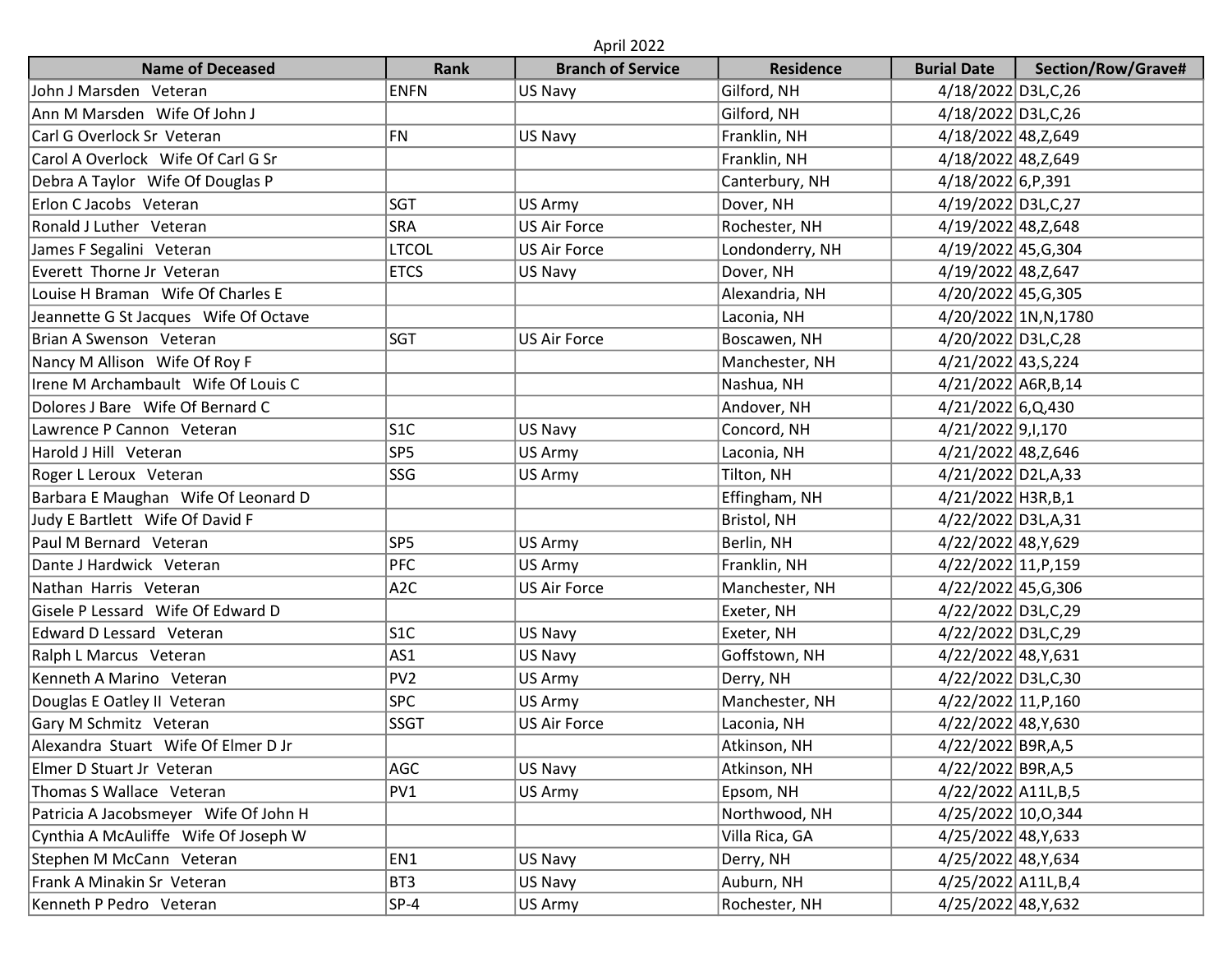April 2022

| Name of Deceased | Rank | Branch of Service | Residence | Burial Date | Section/Row/Grave# |
|---|---|---|---|---|---|
| John J Marsden Veteran | ENFN | US Navy | Gilford, NH | 4/18/2022 | D3L,C,26 |
| Ann M Marsden Wife Of John J | | | Gilford, NH | 4/18/2022 | D3L,C,26 |
| Carl G Overlock Sr Veteran | FN | US Navy | Franklin, NH | 4/18/2022 | 48,Z,649 |
| Carol A Overlock Wife Of Carl G Sr | | | Franklin, NH | 4/18/2022 | 48,Z,649 |
| Debra A Taylor Wife Of Douglas P | | | Canterbury, NH | 4/18/2022 | 6,P,391 |
| Erlon C Jacobs Veteran | SGT | US Army | Dover, NH | 4/19/2022 | D3L,C,27 |
| Ronald J Luther Veteran | SRA | US Air Force | Rochester, NH | 4/19/2022 | 48,Z,648 |
| James F Segalini Veteran | LTCOL | US Air Force | Londonderry, NH | 4/19/2022 | 45,G,304 |
| Everett Thorne Jr Veteran | ETCS | US Navy | Dover, NH | 4/19/2022 | 48,Z,647 |
| Louise H Braman Wife Of Charles E | | | Alexandria, NH | 4/20/2022 | 45,G,305 |
| Jeannette G St Jacques Wife Of Octave | | | Laconia, NH | 4/20/2022 | 1N,N,1780 |
| Brian A Swenson Veteran | SGT | US Air Force | Boscawen, NH | 4/20/2022 | D3L,C,28 |
| Nancy M Allison Wife Of Roy F | | | Manchester, NH | 4/21/2022 | 43,S,224 |
| Irene M Archambault Wife Of Louis C | | | Nashua, NH | 4/21/2022 | A6R,B,14 |
| Dolores J Bare Wife Of Bernard C | | | Andover, NH | 4/21/2022 | 6,Q,430 |
| Lawrence P Cannon Veteran | S1C | US Navy | Concord, NH | 4/21/2022 | 9,I,170 |
| Harold J Hill Veteran | SP5 | US Army | Laconia, NH | 4/21/2022 | 48,Z,646 |
| Roger L Leroux Veteran | SSG | US Army | Tilton, NH | 4/21/2022 | D2L,A,33 |
| Barbara E Maughan Wife Of Leonard D | | | Effingham, NH | 4/21/2022 | H3R,B,1 |
| Judy E Bartlett Wife Of David F | | | Bristol, NH | 4/22/2022 | D3L,A,31 |
| Paul M Bernard Veteran | SP5 | US Army | Berlin, NH | 4/22/2022 | 48,Y,629 |
| Dante J Hardwick Veteran | PFC | US Army | Franklin, NH | 4/22/2022 | 11,P,159 |
| Nathan Harris Veteran | A2C | US Air Force | Manchester, NH | 4/22/2022 | 45,G,306 |
| Gisele P Lessard Wife Of Edward D | | | Exeter, NH | 4/22/2022 | D3L,C,29 |
| Edward D Lessard Veteran | S1C | US Navy | Exeter, NH | 4/22/2022 | D3L,C,29 |
| Ralph L Marcus Veteran | AS1 | US Navy | Goffstown, NH | 4/22/2022 | 48,Y,631 |
| Kenneth A Marino Veteran | PV2 | US Army | Derry, NH | 4/22/2022 | D3L,C,30 |
| Douglas E Oatley II Veteran | SPC | US Army | Manchester, NH | 4/22/2022 | 11,P,160 |
| Gary M Schmitz Veteran | SSGT | US Air Force | Laconia, NH | 4/22/2022 | 48,Y,630 |
| Alexandra Stuart Wife Of Elmer D Jr | | | Atkinson, NH | 4/22/2022 | B9R,A,5 |
| Elmer D Stuart Jr Veteran | AGC | US Navy | Atkinson, NH | 4/22/2022 | B9R,A,5 |
| Thomas S Wallace Veteran | PV1 | US Army | Epsom, NH | 4/22/2022 | A11L,B,5 |
| Patricia A Jacobsmeyer Wife Of John H | | | Northwood, NH | 4/25/2022 | 10,O,344 |
| Cynthia A McAuliffe Wife Of Joseph W | | | Villa Rica, GA | 4/25/2022 | 48,Y,633 |
| Stephen M McCann Veteran | EN1 | US Navy | Derry, NH | 4/25/2022 | 48,Y,634 |
| Frank A Minakin Sr Veteran | BT3 | US Navy | Auburn, NH | 4/25/2022 | A11L,B,4 |
| Kenneth P Pedro Veteran | SP-4 | US Army | Rochester, NH | 4/25/2022 | 48,Y,632 |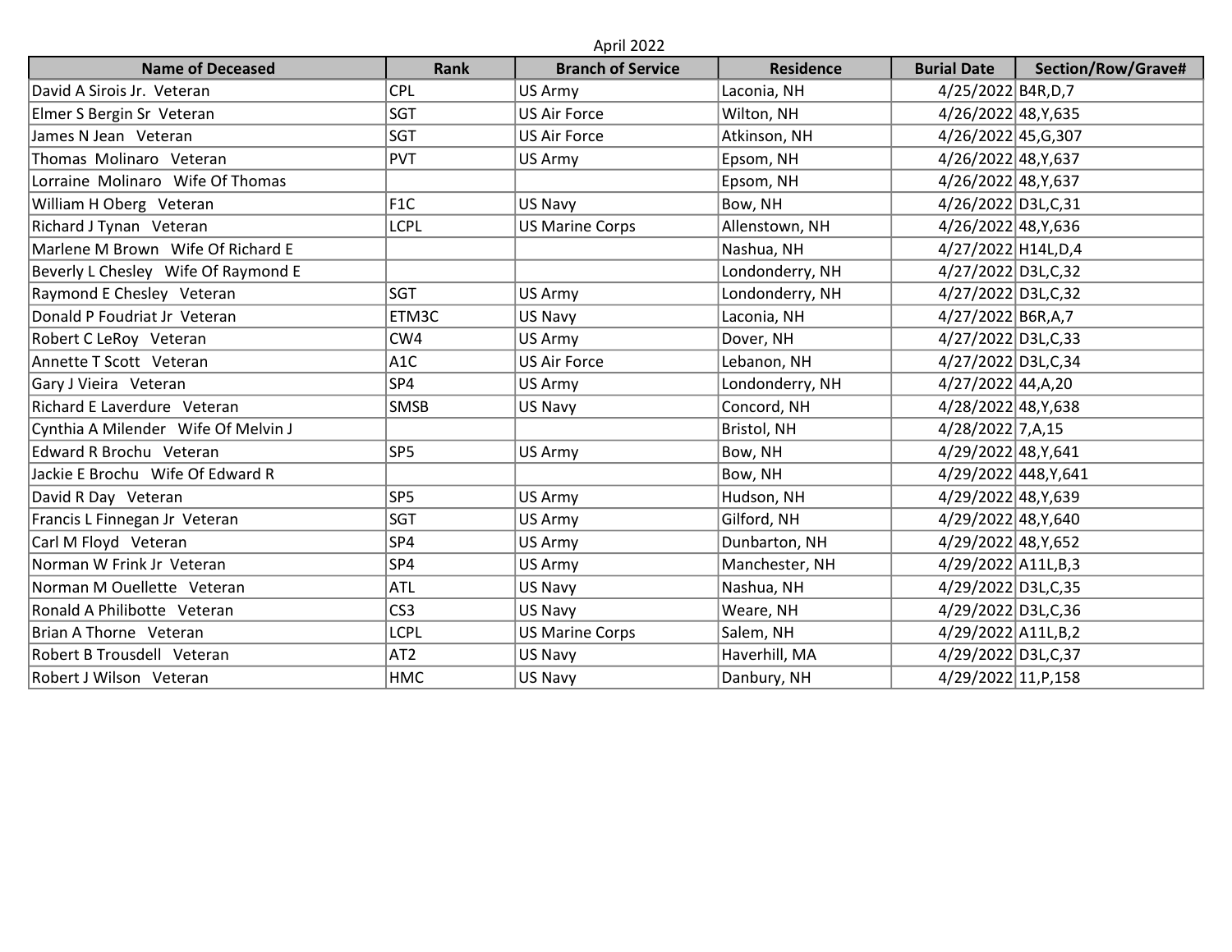April 2022

| Name of Deceased | Rank | Branch of Service | Residence | Burial Date | Section/Row/Grave# |
|---|---|---|---|---|---|
| David A Sirois Jr. Veteran | CPL | US Army | Laconia, NH | 4/25/2022 | B4R,D,7 |
| Elmer S Bergin Sr Veteran | SGT | US Air Force | Wilton, NH | 4/26/2022 | 48,Y,635 |
| James N Jean Veteran | SGT | US Air Force | Atkinson, NH | 4/26/2022 | 45,G,307 |
| Thomas Molinaro Veteran | PVT | US Army | Epsom, NH | 4/26/2022 | 48,Y,637 |
| Lorraine Molinaro Wife Of Thomas | | | Epsom, NH | 4/26/2022 | 48,Y,637 |
| William H Oberg Veteran | F1C | US Navy | Bow, NH | 4/26/2022 | D3L,C,31 |
| Richard J Tynan Veteran | LCPL | US Marine Corps | Allenstown, NH | 4/26/2022 | 48,Y,636 |
| Marlene M Brown Wife Of Richard E | | | Nashua, NH | 4/27/2022 | H14L,D,4 |
| Beverly L Chesley Wife Of Raymond E | | | Londonderry, NH | 4/27/2022 | D3L,C,32 |
| Raymond E Chesley Veteran | SGT | US Army | Londonderry, NH | 4/27/2022 | D3L,C,32 |
| Donald P Foudriat Jr Veteran | ETM3C | US Navy | Laconia, NH | 4/27/2022 | B6R,A,7 |
| Robert C LeRoy Veteran | CW4 | US Army | Dover, NH | 4/27/2022 | D3L,C,33 |
| Annette T Scott Veteran | A1C | US Air Force | Lebanon, NH | 4/27/2022 | D3L,C,34 |
| Gary J Vieira Veteran | SP4 | US Army | Londonderry, NH | 4/27/2022 | 44,A,20 |
| Richard E Laverdure Veteran | SMSB | US Navy | Concord, NH | 4/28/2022 | 48,Y,638 |
| Cynthia A Milender Wife Of Melvin J | | | Bristol, NH | 4/28/2022 | 7,A,15 |
| Edward R Brochu Veteran | SP5 | US Army | Bow, NH | 4/29/2022 | 48,Y,641 |
| Jackie E Brochu Wife Of Edward R | | | Bow, NH | 4/29/2022 | 448,Y,641 |
| David R Day Veteran | SP5 | US Army | Hudson, NH | 4/29/2022 | 48,Y,639 |
| Francis L Finnegan Jr Veteran | SGT | US Army | Gilford, NH | 4/29/2022 | 48,Y,640 |
| Carl M Floyd Veteran | SP4 | US Army | Dunbarton, NH | 4/29/2022 | 48,Y,652 |
| Norman W Frink Jr Veteran | SP4 | US Army | Manchester, NH | 4/29/2022 | A11L,B,3 |
| Norman M Ouellette Veteran | ATL | US Navy | Nashua, NH | 4/29/2022 | D3L,C,35 |
| Ronald A Philibotte Veteran | CS3 | US Navy | Weare, NH | 4/29/2022 | D3L,C,36 |
| Brian A Thorne Veteran | LCPL | US Marine Corps | Salem, NH | 4/29/2022 | A11L,B,2 |
| Robert B Trousdell Veteran | AT2 | US Navy | Haverhill, MA | 4/29/2022 | D3L,C,37 |
| Robert J Wilson Veteran | HMC | US Navy | Danbury, NH | 4/29/2022 | 11,P,158 |